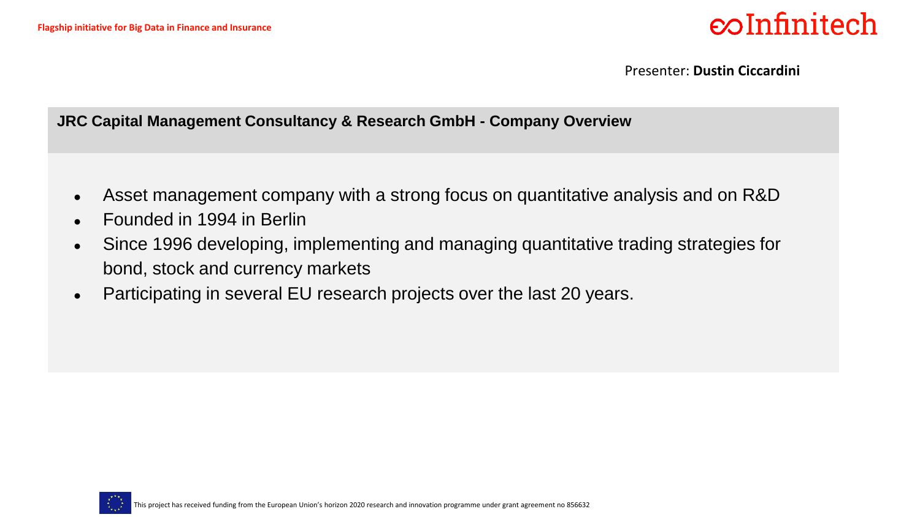Flagship initiative for Big Data in Finance and Insurance

Infinitech

Presenter: **Dustin Ciccardini**

## JRC Capital Management Consultancy & Research GmbH - Company Overview

- Asset management company with a strong focus on quantitative analysis and on R&D
- Founded in 1994 in Berlin
- Since 1996 developing, implementing and managing quantitative trading strategies for bond, stock and currency markets
- Participating in several EU research projects over the last 20 years.

This project has received funding from the European Union's horizon 2020 research and innovation programme under grant agreement no 856632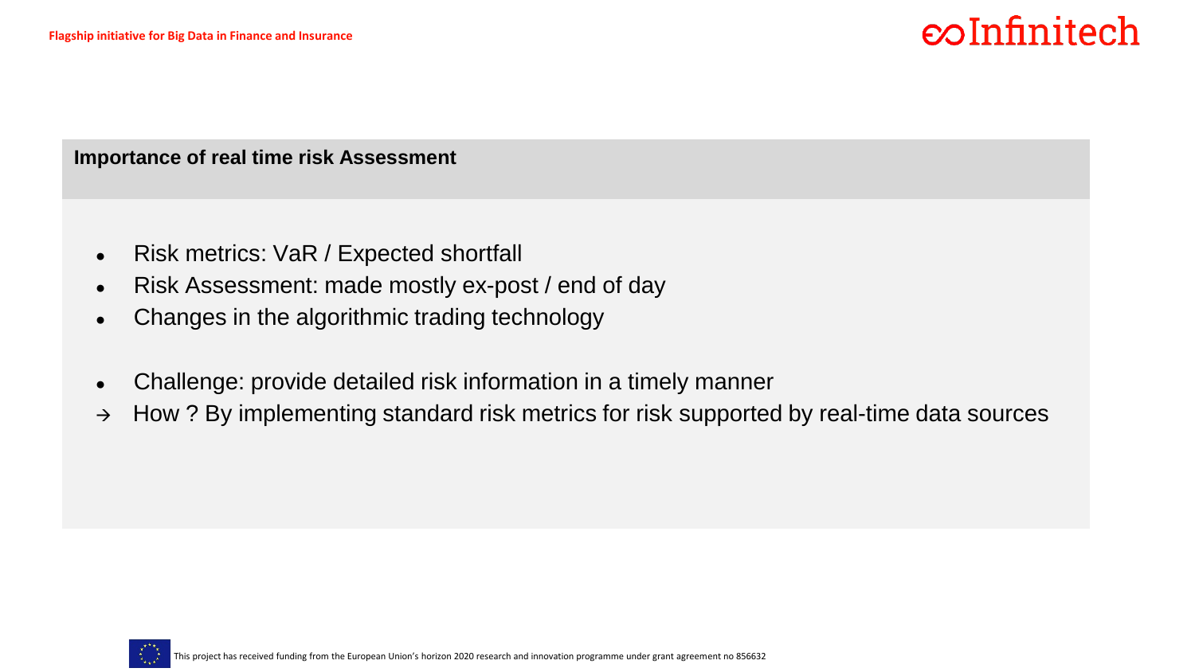## Importance of real time risk Assessment

- Risk metrics: VaR / Expected shortfall
- Risk Assessment: made mostly ex-post / end of day
- Changes in the algorithmic trading technology

- Challenge: provide detailed risk information in a timely manner

→ How ? By implementing standard risk metrics for risk supported by real-time data sources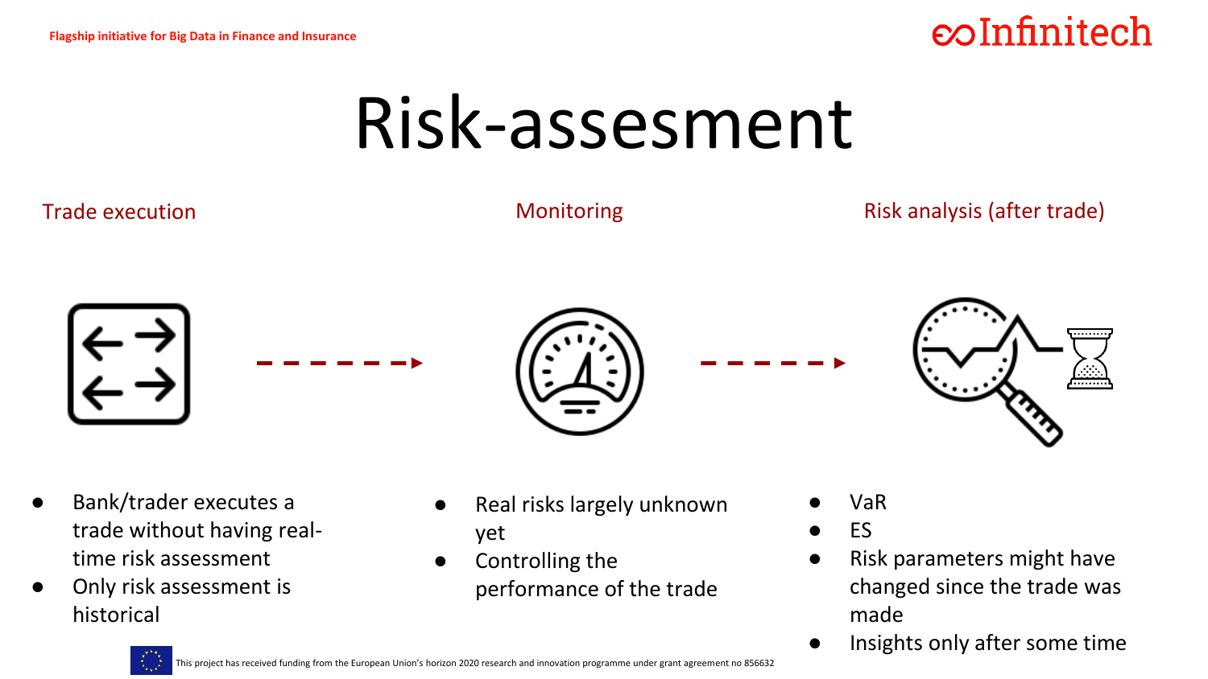# Risk-assesment

### Trade execution

- Bank/trader executes a trade without having real-time risk assessment
- Only risk assessment is historical

### Monitoring

- Real risks largely unknown yet
- Controlling the performance of the trade

### Risk analysis (after trade)

- VaR
- ES
- Risk parameters might have changed since the trade was made
- Insights only after some time

This project has received funding from the European Union's horizon 2020 research and innovation programme under grant agreement no 856632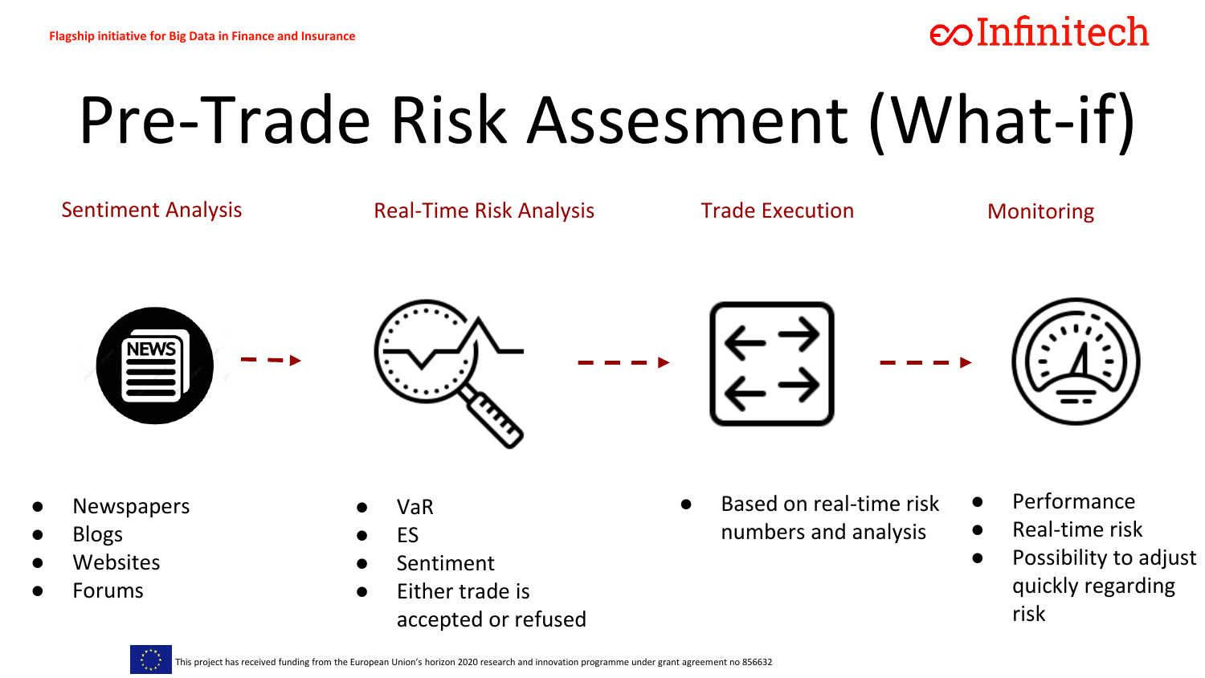# Pre-Trade Risk Assesment (What-if)

## Sentiment Analysis

- Newspapers
- Blogs
- Websites
- Forums

## Real-Time Risk Analysis

- VaR
- ES
- Sentiment
- Either trade is accepted or refused

## Trade Execution

- Based on real-time risk numbers and analysis

## Monitoring

- Performance
- Real-time risk
- Possibility to adjust quickly regarding risk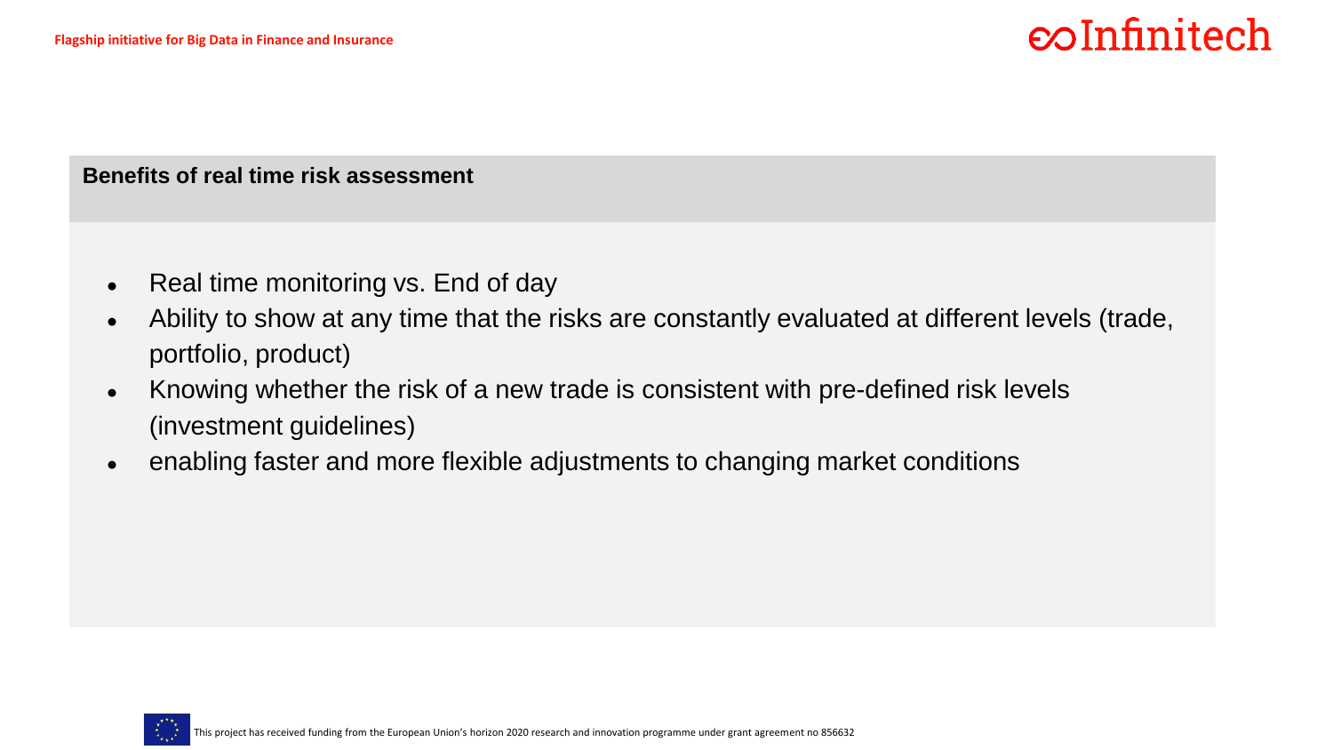## Benefits of real time risk assessment

- Real time monitoring vs. End of day
- Ability to show at any time that the risks are constantly evaluated at different levels (trade, portfolio, product)
- Knowing whether the risk of a new trade is consistent with pre-defined risk levels (investment guidelines)
- enabling faster and more flexible adjustments to changing market conditions